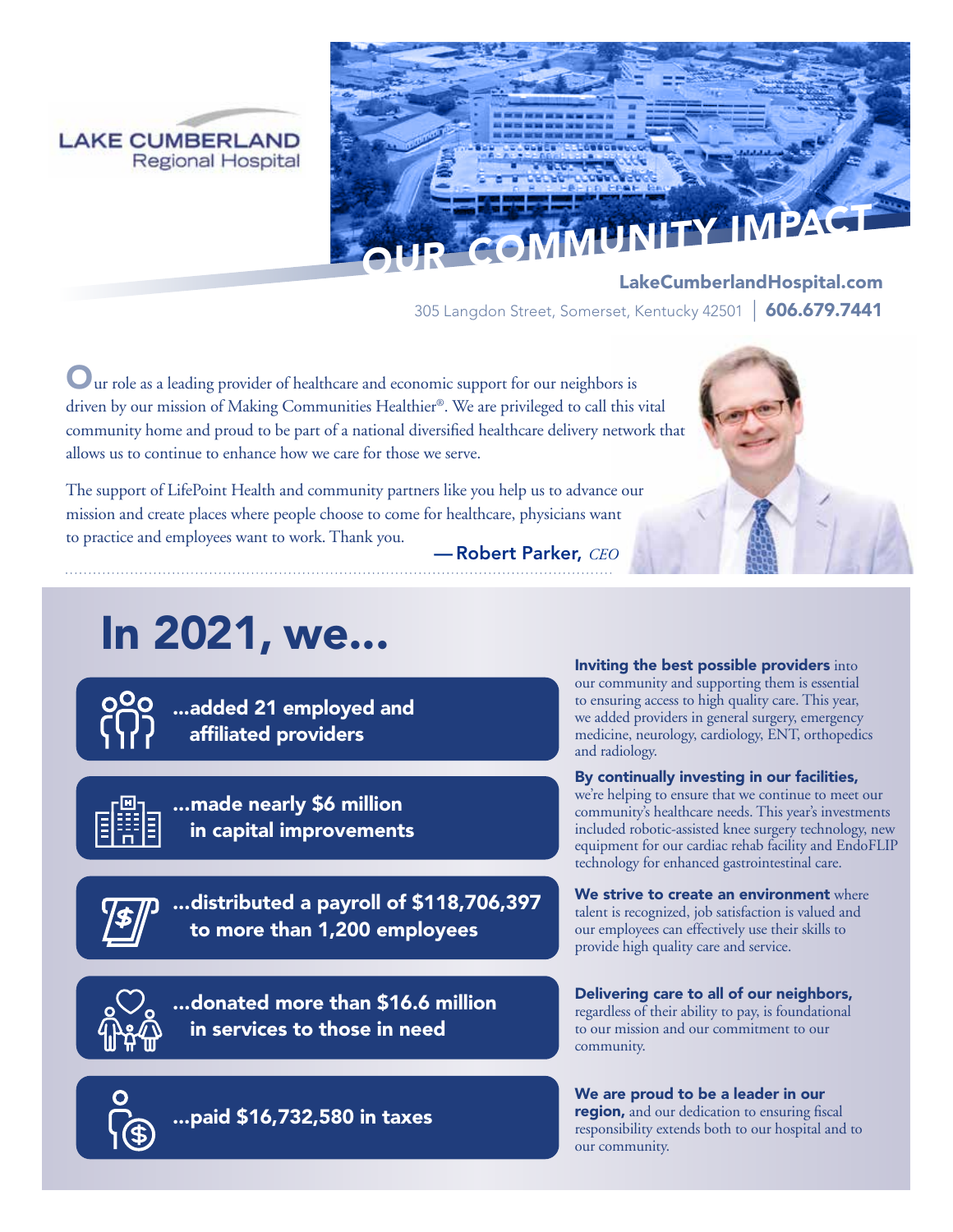LAKE CUMBERLAND
Regional Hospital

# OUR COMMUNITY IMPACT

**LakeCumberlandHospital.com**

305 Langdon Street, Somerset, Kentucky 42501 | **606.679.7441**

Our role as a leading provider of healthcare and economic support for our neighbors is driven by our mission of Making Communities Healthier®. We are privileged to call this vital community home and proud to be part of a national diversified healthcare delivery network that allows us to continue to enhance how we care for those we serve.

The support of LifePoint Health and community partners like you help us to advance our mission and create places where people choose to come for healthcare, physicians want to practice and employees want to work. Thank you.

— **Robert Parker,** *CEO*

## In 2021, we...

**...added 21 employed and affiliated providers**

**...made nearly $6 million in capital improvements**

**...distributed a payroll of $118,706,397 to more than 1,200 employees**

**...donated more than $16.6 million in services to those in need**

**...paid $16,732,580 in taxes**

**Inviting the best possible providers** into our community and supporting them is essential to ensuring access to high quality care. This year, we added providers in general surgery, emergency medicine, neurology, cardiology, ENT, orthopedics and radiology.

**By continually investing in our facilities,** we're helping to ensure that we continue to meet our community's healthcare needs. This year's investments included robotic-assisted knee surgery technology, new equipment for our cardiac rehab facility and EndoFLIP technology for enhanced gastrointestinal care.

**We strive to create an environment** where talent is recognized, job satisfaction is valued and our employees can effectively use their skills to provide high quality care and service.

**Delivering care to all of our neighbors,** regardless of their ability to pay, is foundational to our mission and our commitment to our community.

**We are proud to be a leader in our region,** and our dedication to ensuring fiscal responsibility extends both to our hospital and to our community.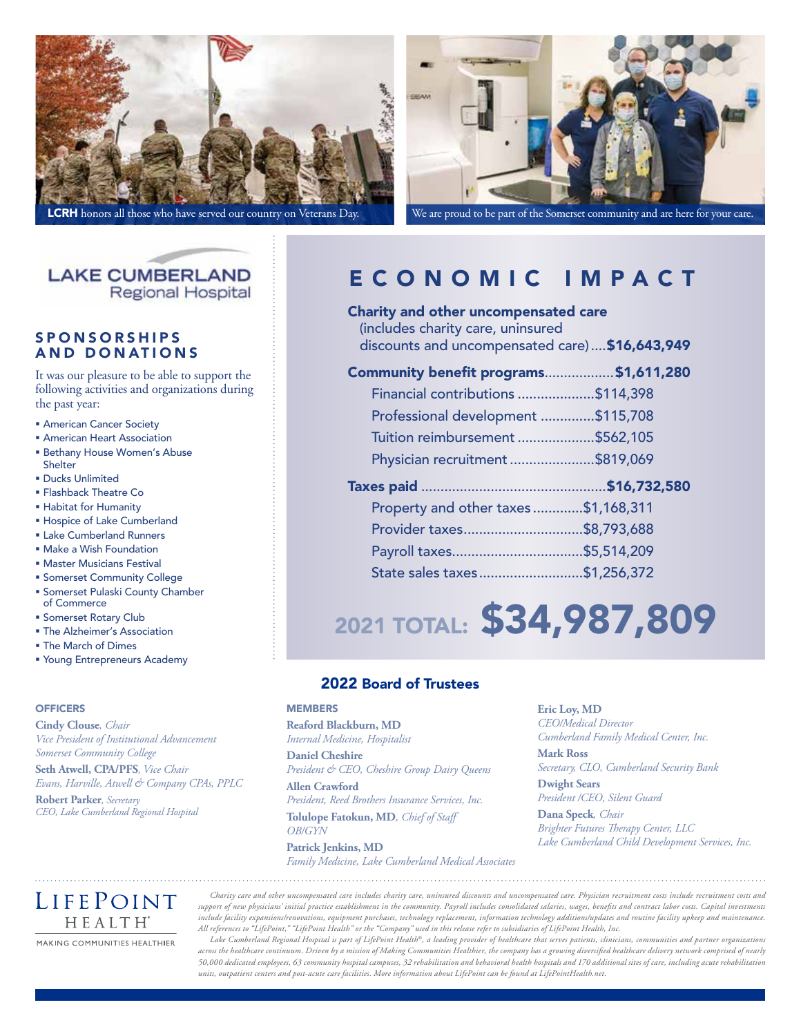**LCRH** honors all those who have served our country on Veterans Day.

We are proud to be part of the Somerset community and are here for your care.

LAKE CUMBERLAND Regional Hospital

## SPONSORSHIPS AND DONATIONS

It was our pleasure to be able to support the following activities and organizations during the past year:

- American Cancer Society
- American Heart Association
- Bethany House Women's Abuse Shelter
- Ducks Unlimited
- Flashback Theatre Co
- Habitat for Humanity
- Hospice of Lake Cumberland
- Lake Cumberland Runners
- Make a Wish Foundation
- Master Musicians Festival
- Somerset Community College
- Somerset Pulaski County Chamber of Commerce
- Somerset Rotary Club
- The Alzheimer's Association
- The March of Dimes
- Young Entrepreneurs Academy

## ECONOMIC IMPACT

**Charity and other uncompensated care** (includes charity care, uninsured discounts and uncompensated care)....**$16,643,949**

**Community benefit programs**..................**$1,611,280**

- Financial contributions ....................$114,398
- Professional development ..............$115,708
- Tuition reimbursement ....................$562,105
- Physician recruitment ......................$819,069

**Taxes paid** ..............................................**$16,732,580**

- Property and other taxes .............$1,168,311
- Provider taxes...............................$8,793,688
- Payroll taxes..................................$5,514,209
- State sales taxes...........................$1,256,372

**2021 TOTAL: $34,987,809**

## 2022 Board of Trustees

### OFFICERS

**Cindy Clouse**, *Chair*
*Vice President of Institutional Advancement*
*Somerset Community College*

**Seth Atwell, CPA/PFS**, *Vice Chair*
*Evans, Harville, Atwell & Company CPAs, PPLC*

**Robert Parker**, *Secretary*
*CEO, Lake Cumberland Regional Hospital*

### MEMBERS

**Reaford Blackburn, MD**
*Internal Medicine, Hospitalist*

**Daniel Cheshire**
*President & CEO, Cheshire Group Dairy Queens*

**Allen Crawford**
*President, Reed Brothers Insurance Services, Inc.*

**Tolulope Fatokun, MD**, *Chief of Staff*
*OB/GYN*

**Patrick Jenkins, MD**
*Family Medicine, Lake Cumberland Medical Associates*

**Eric Loy, MD**
*CEO/Medical Director*
*Cumberland Family Medical Center, Inc.*

**Mark Ross**
*Secretary, CLO, Cumberland Security Bank*

**Dwight Sears**
*President /CEO, Silent Guard*

**Dana Speck**, *Chair*
*Brighter Futures Therapy Center, LLC*
*Lake Cumberland Child Development Services, Inc.*

LIFEPOINT HEALTH®
MAKING COMMUNITIES HEALTHIER

*Charity care and other uncompensated care includes charity care, uninsured discounts and uncompensated care. Physician recruitment costs include recruitment costs and support of new physicians' initial practice establishment in the community. Payroll includes consolidated salaries, wages, benefits and contract labor costs. Capital investments include facility expansions/renovations, equipment purchases, technology replacement, information technology additions/updates and routine facility upkeep and maintenance. All references to "LifePoint," "LifePoint Health" or the "Company" used in this release refer to subsidiaries of LifePoint Health, Inc.*

*Lake Cumberland Regional Hospital is part of LifePoint Health®, a leading provider of healthcare that serves patients, clinicians, communities and partner organizations across the healthcare continuum. Driven by a mission of Making Communities Healthier, the company has a growing diversified healthcare delivery network comprised of nearly 50,000 dedicated employees, 63 community hospital campuses, 32 rehabilitation and behavioral health hospitals and 170 additional sites of care, including acute rehabilitation units, outpatient centers and post-acute care facilities. More information about LifePoint can be found at LifePointHealth.net.*